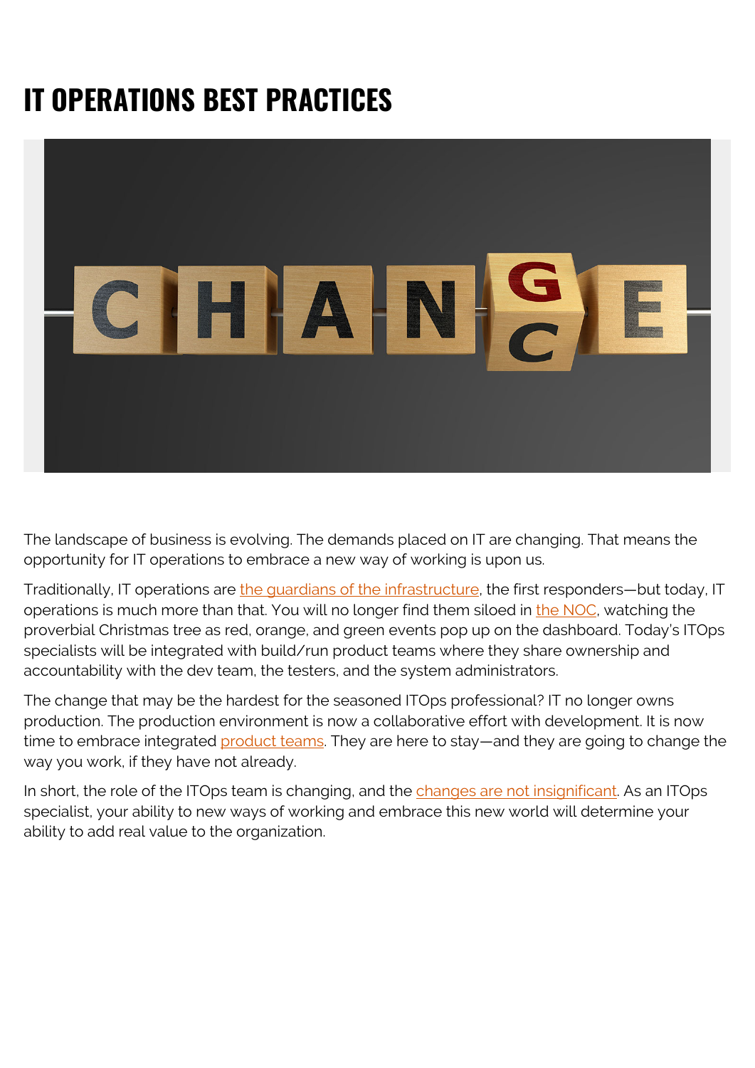# IT OPERATIONS BEST PRACTICES

The landscape of business is evolving. The demands placed on IT are changing. That means the opportunity for IT operations to embrace a new way of working is upon us.

Traditionally, IT operations are the guardians of the infrastructure, the first responders—but today, IT operations is much more than that. You will no longer find them siloed in the NOC, watching the proverbial Christmas tree as red, orange, and green events pop up on the dashboard. Today's ITOps specialists will be integrated with build/run product teams where they share ownership and accountability with the dev team, the testers, and the system administrators.

The change that may be the hardest for the seasoned ITOps professional? IT no longer owns production. The production environment is now a collaborative effort with development. It is now time to embrace integrated product teams. They are here to stay—and they are going to change the way you work, if they have not already.

In short, the role of the ITOps team is changing, and the changes are not insignificant. As an ITOps specialist, your ability to new ways of working and embrace this new world will determine your ability to add real value to the organization.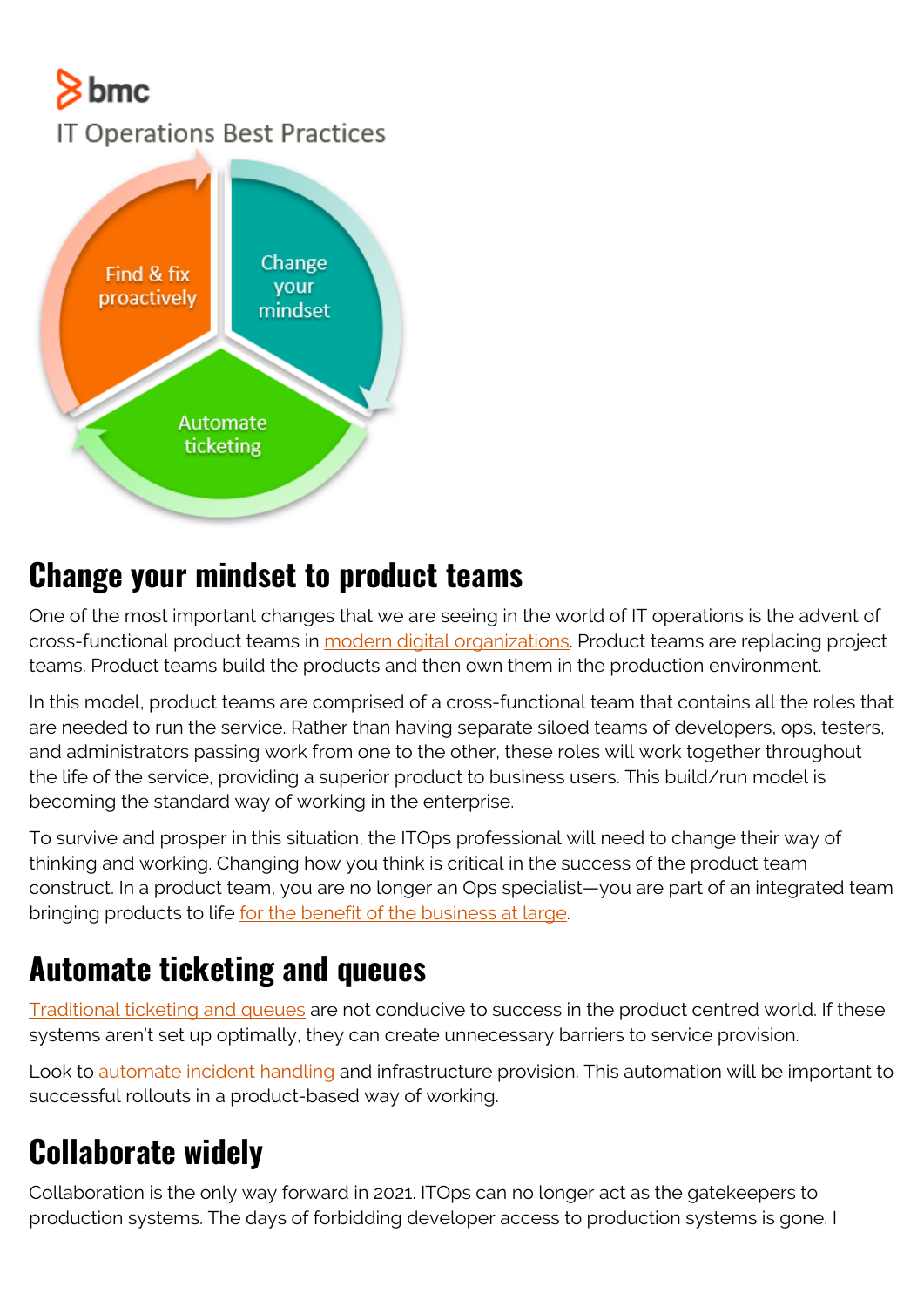## Change your mindset to product teams

One of the most important changes that we are seeing in the world of IT operations is the advent of cross-functional product teams in modern digital organizations. Product teams are replacing project teams. Product teams build the products and then own them in the production environment.

In this model, product teams are comprised of a cross-functional team that contains all the roles that are needed to run the service. Rather than having separate siloed teams of developers, ops, testers, and administrators passing work from one to the other, these roles will work together throughout the life of the service, providing a superior product to business users. This build/run model is becoming the standard way of working in the enterprise.

To survive and prosper in this situation, the ITOps professional will need to change their way of thinking and working. Changing how you think is critical in the success of the product team construct. In a product team, you are no longer an Ops specialist—you are part of an integrated team bringing products to life for the benefit of the business at large.

## Automate ticketing and queues

Traditional ticketing and queues are not conducive to success in the product centred world. If these systems aren't set up optimally, they can create unnecessary barriers to service provision.

Look to automate incident handling and infrastructure provision. This automation will be important to successful rollouts in a product-based way of working.

## Collaborate widely

Collaboration is the only way forward in 2021. ITOps can no longer act as the gatekeepers to production systems. The days of forbidding developer access to production systems is gone. I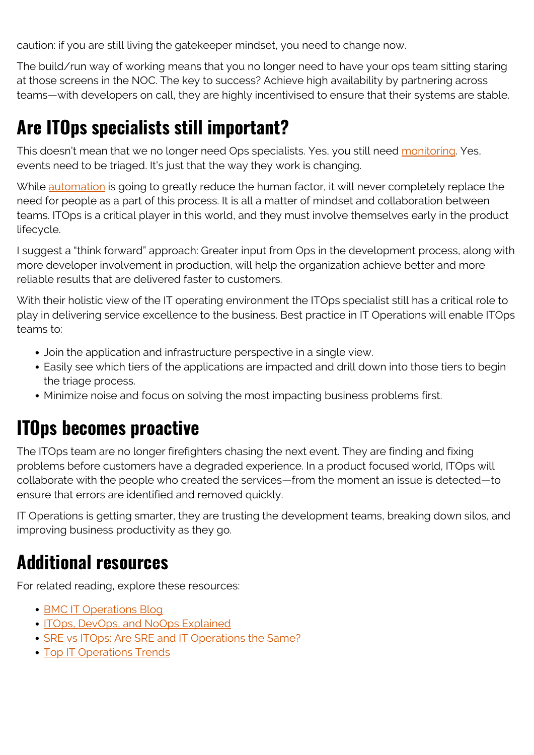caution: if you are still living the gatekeeper mindset, you need to change now.

The build/run way of working means that you no longer need to have your ops team sitting staring at those screens in the NOC. The key to success? Achieve high availability by partnering across teams—with developers on call, they are highly incentivised to ensure that their systems are stable.

## Are ITOps specialists still important?

This doesn't mean that we no longer need Ops specialists. Yes, you still need monitoring. Yes, events need to be triaged. It's just that the way they work is changing.

While automation is going to greatly reduce the human factor, it will never completely replace the need for people as a part of this process. It is all a matter of mindset and collaboration between teams. ITOps is a critical player in this world, and they must involve themselves early in the product lifecycle.

I suggest a "think forward" approach: Greater input from Ops in the development process, along with more developer involvement in production, will help the organization achieve better and more reliable results that are delivered faster to customers.

With their holistic view of the IT operating environment the ITOps specialist still has a critical role to play in delivering service excellence to the business. Best practice in IT Operations will enable ITOps teams to:

- Join the application and infrastructure perspective in a single view.
- Easily see which tiers of the applications are impacted and drill down into those tiers to begin the triage process.
- Minimize noise and focus on solving the most impacting business problems first.

## ITOps becomes proactive

The ITOps team are no longer firefighters chasing the next event. They are finding and fixing problems before customers have a degraded experience. In a product focused world, ITOps will collaborate with the people who created the services—from the moment an issue is detected—to ensure that errors are identified and removed quickly.

IT Operations is getting smarter, they are trusting the development teams, breaking down silos, and improving business productivity as they go.

## Additional resources

For related reading, explore these resources:

- BMC IT Operations Blog
- ITOps, DevOps, and NoOps Explained
- SRE vs ITOps: Are SRE and IT Operations the Same?
- Top IT Operations Trends